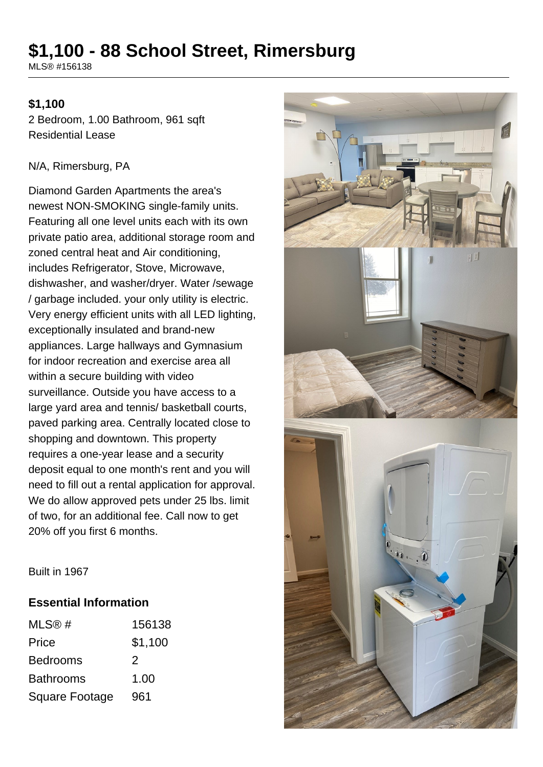# $1,100 - 88 School Street, Rimersburg

MLS® #156138

**$1,100**

2 Bedroom, 1.00 Bathroom, 961 sqft
Residential Lease

N/A, Rimersburg, PA

Diamond Garden Apartments the area's newest NON-SMOKING single-family units. Featuring all one level units each with its own private patio area, additional storage room and zoned central heat and Air conditioning, includes Refrigerator, Stove, Microwave, dishwasher, and washer/dryer. Water /sewage / garbage included. your only utility is electric. Very energy efficient units with all LED lighting, exceptionally insulated and brand-new appliances. Large hallways and Gymnasium for indoor recreation and exercise area all within a secure building with video surveillance. Outside you have access to a large yard area and tennis/ basketball courts, paved parking area. Centrally located close to shopping and downtown. This property requires a one-year lease and a security deposit equal to one month's rent and you will need to fill out a rental application for approval. We do allow approved pets under 25 lbs. limit of two, for an additional fee. Call now to get 20% off you first 6 months.

Built in 1967

## Essential Information

| | |
|---|---|
| MLS® # | 156138 |
| Price | $1,100 |
| Bedrooms | 2 |
| Bathrooms | 1.00 |
| Square Footage | 961 |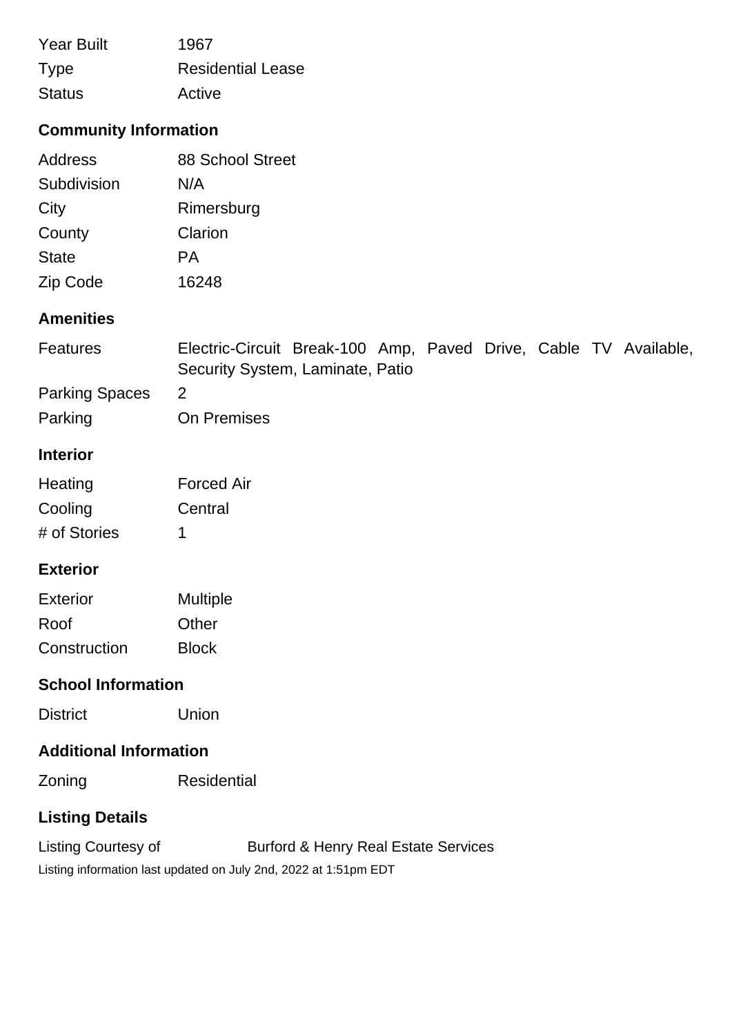| | |
|---|---|
| Year Built | 1967 |
| Type | Residential Lease |
| Status | Active |

## Community Information

| | |
|---|---|
| Address | 88 School Street |
| Subdivision | N/A |
| City | Rimersburg |
| County | Clarion |
| State | PA |
| Zip Code | 16248 |

## Amenities

| | |
|---|---|
| Features | Electric-Circuit Break-100 Amp, Paved Drive, Cable TV Available, Security System, Laminate, Patio |
| Parking Spaces | 2 |
| Parking | On Premises |

## Interior

| | |
|---|---|
| Heating | Forced Air |
| Cooling | Central |
| # of Stories | 1 |

## Exterior

| | |
|---|---|
| Exterior | Multiple |
| Roof | Other |
| Construction | Block |

## School Information

| | |
|---|---|
| District | Union |

## Additional Information

| | |
|---|---|
| Zoning | Residential |

## Listing Details

| | |
|---|---|
| Listing Courtesy of | Burford & Henry Real Estate Services |

Listing information last updated on July 2nd, 2022 at 1:51pm EDT